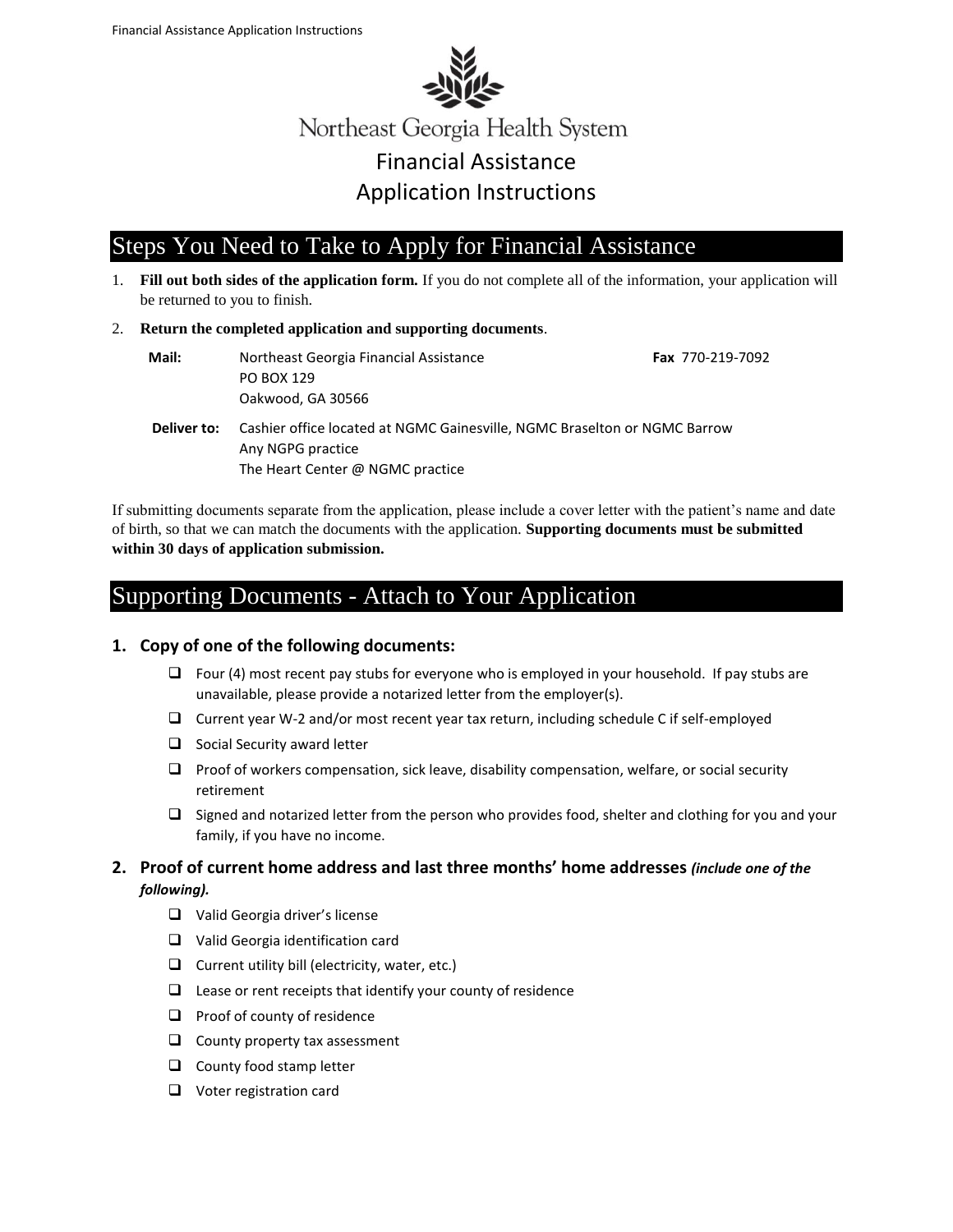Northeast Georgia Health System

# Financial Assistance Application Instructions

## Steps You Need to Take to Apply for Financial Assistance

1. **Fill out both sides of the application form.** If you do not complete all of the information, your application will be returned to you to finish.
2. **Return the completed application and supporting documents**.

**Mail:** Northeast Georgia Financial Assistance
PO BOX 129
Oakwood, GA 30566

**Fax** 770-219-7092

**Deliver to:** Cashier office located at NGMC Gainesville, NGMC Braselton or NGMC Barrow
Any NGPG practice
The Heart Center @ NGMC practice

If submitting documents separate from the application, please include a cover letter with the patient's name and date of birth, so that we can match the documents with the application. **Supporting documents must be submitted within 30 days of application submission.**

## Supporting Documents - Attach to Your Application

### 1. Copy of one of the following documents:

- ❑ Four (4) most recent pay stubs for everyone who is employed in your household. If pay stubs are unavailable, please provide a notarized letter from the employer(s).
- ❑ Current year W-2 and/or most recent year tax return, including schedule C if self-employed
- ❑ Social Security award letter
- ❑ Proof of workers compensation, sick leave, disability compensation, welfare, or social security retirement
- ❑ Signed and notarized letter from the person who provides food, shelter and clothing for you and your family, if you have no income.

### 2. Proof of current home address and last three months' home addresses *(include one of the following).*

- ❑ Valid Georgia driver's license
- ❑ Valid Georgia identification card
- ❑ Current utility bill (electricity, water, etc.)
- ❑ Lease or rent receipts that identify your county of residence
- ❑ Proof of county of residence
- ❑ County property tax assessment
- ❑ County food stamp letter
- ❑ Voter registration card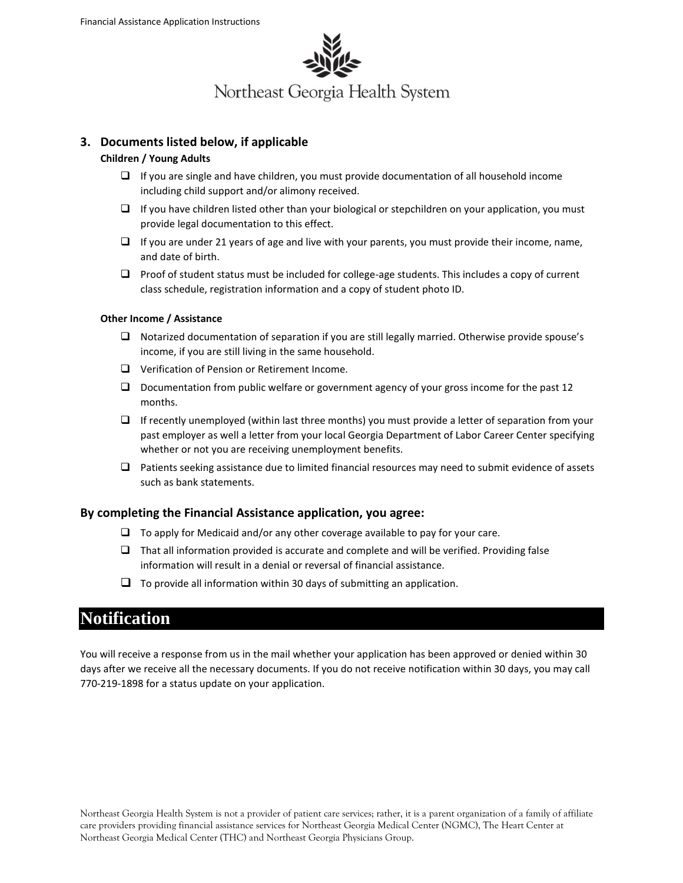### 3. Documents listed below, if applicable

**Children / Young Adults**

- If you are single and have children, you must provide documentation of all household income including child support and/or alimony received.
- If you have children listed other than your biological or stepchildren on your application, you must provide legal documentation to this effect.
- If you are under 21 years of age and live with your parents, you must provide their income, name, and date of birth.
- Proof of student status must be included for college-age students. This includes a copy of current class schedule, registration information and a copy of student photo ID.

**Other Income / Assistance**

- Notarized documentation of separation if you are still legally married. Otherwise provide spouse's income, if you are still living in the same household.
- Verification of Pension or Retirement Income.
- Documentation from public welfare or government agency of your gross income for the past 12 months.
- If recently unemployed (within last three months) you must provide a letter of separation from your past employer as well a letter from your local Georgia Department of Labor Career Center specifying whether or not you are receiving unemployment benefits.
- Patients seeking assistance due to limited financial resources may need to submit evidence of assets such as bank statements.

### By completing the Financial Assistance application, you agree:

- To apply for Medicaid and/or any other coverage available to pay for your care.
- That all information provided is accurate and complete and will be verified. Providing false information will result in a denial or reversal of financial assistance.
- To provide all information within 30 days of submitting an application.

## Notification

You will receive a response from us in the mail whether your application has been approved or denied within 30 days after we receive all the necessary documents. If you do not receive notification within 30 days, you may call 770-219-1898 for a status update on your application.

Northeast Georgia Health System is not a provider of patient care services; rather, it is a parent organization of a family of affiliate care providers providing financial assistance services for Northeast Georgia Medical Center (NGMC), The Heart Center at Northeast Georgia Medical Center (THC) and Northeast Georgia Physicians Group.